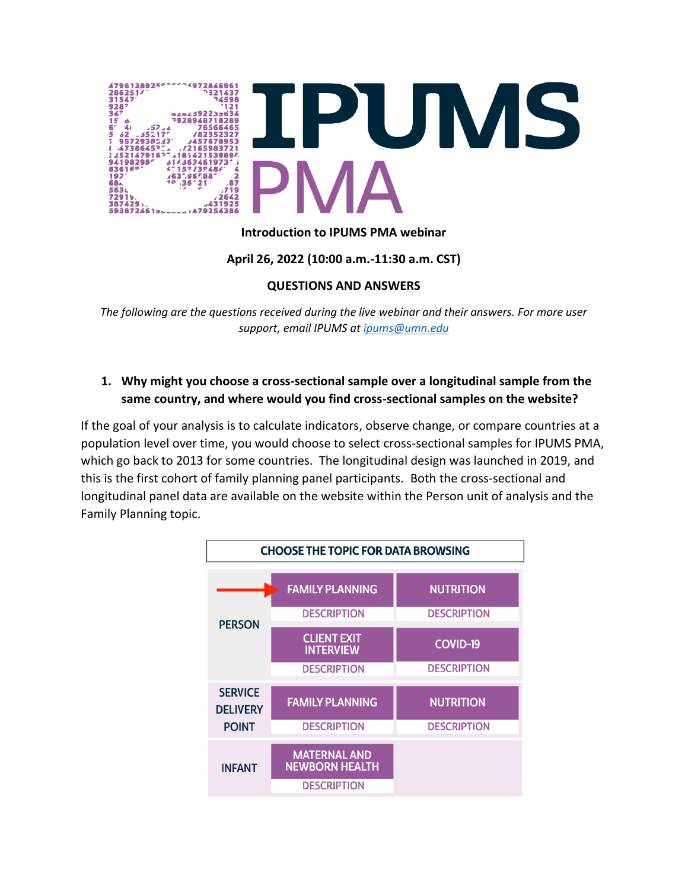**Introduction to IPUMS PMA webinar**

**April 26, 2022 (10:00 a.m.-11:30 a.m. CST)**

**QUESTIONS AND ANSWERS**

*The following are the questions received during the live webinar and their answers. For more user support, email IPUMS at [ipums@umn.edu](mailto:ipums@umn.edu)*

1. **Why might you choose a cross-sectional sample over a longitudinal sample from the same country, and where would you find cross-sectional samples on the website?**

If the goal of your analysis is to calculate indicators, observe change, or compare countries at a population level over time, you would choose to select cross-sectional samples for IPUMS PMA, which go back to 2013 for some countries. The longitudinal design was launched in 2019, and this is the first cohort of family planning panel participants. Both the cross-sectional and longitudinal panel data are available on the website within the Person unit of analysis and the Family Planning topic.

| CHOOSE THE TOPIC FOR DATA BROWSING | | |
|---|---|---|
| PERSON | FAMILY PLANNING | NUTRITION |
| | DESCRIPTION | DESCRIPTION |
| | CLIENT EXIT INTERVIEW | COVID-19 |
| | DESCRIPTION | DESCRIPTION |
| SERVICE DELIVERY POINT | FAMILY PLANNING | NUTRITION |
| | DESCRIPTION | DESCRIPTION |
| INFANT | MATERNAL AND NEWBORN HEALTH | |
| | DESCRIPTION | |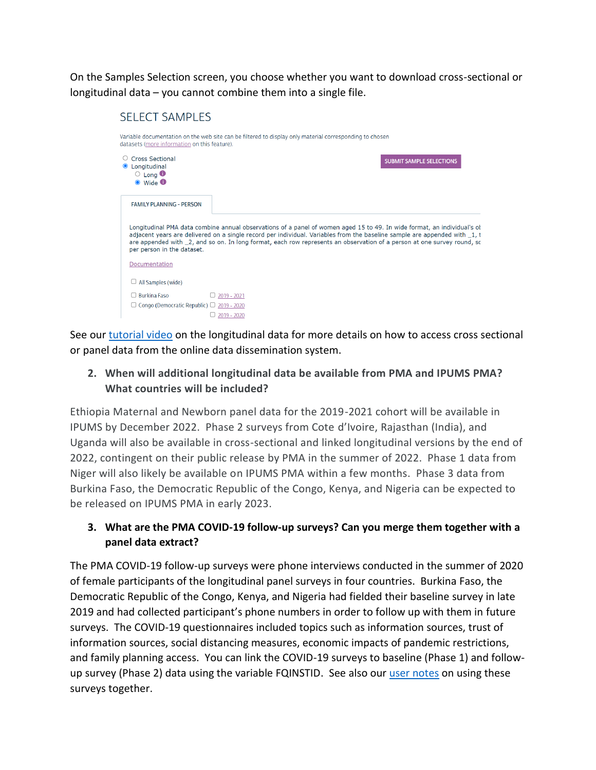On the Samples Selection screen, you choose whether you want to download cross-sectional or longitudinal data – you cannot combine them into a single file.

SELECT SAMPLES

Variable documentation on the web site can be filtered to display only material corresponding to chosen datasets (more information on this feature).

- Cross Sectional
- Longitudinal
  - Long
  - Wide

SUBMIT SAMPLE SELECTIONS

FAMILY PLANNING - PERSON

Longitudinal PMA data combine annual observations of a panel of women aged 15 to 49. In wide format, an individual's ol adjacent years are delivered on a single record per individual. Variables from the baseline sample are appended with _1, t are appended with _2, and so on. In long format, each row represents an observation of a person at one survey round, sc per person in the dataset.

Documentation

- All Samples (wide)
- Burkina Faso — 2019 - 2021
- Congo (Democratic Republic) — 2019 - 2020
- 2019 - 2020

See our tutorial video on the longitudinal data for more details on how to access cross sectional or panel data from the online data dissemination system.

2. **When will additional longitudinal data be available from PMA and IPUMS PMA? What countries will be included?**

Ethiopia Maternal and Newborn panel data for the 2019-2021 cohort will be available in IPUMS by December 2022. Phase 2 surveys from Cote d'Ivoire, Rajasthan (India), and Uganda will also be available in cross-sectional and linked longitudinal versions by the end of 2022, contingent on their public release by PMA in the summer of 2022. Phase 1 data from Niger will also likely be available on IPUMS PMA within a few months. Phase 3 data from Burkina Faso, the Democratic Republic of the Congo, Kenya, and Nigeria can be expected to be released on IPUMS PMA in early 2023.

3. **What are the PMA COVID-19 follow-up surveys? Can you merge them together with a panel data extract?**

The PMA COVID-19 follow-up surveys were phone interviews conducted in the summer of 2020 of female participants of the longitudinal panel surveys in four countries. Burkina Faso, the Democratic Republic of the Congo, Kenya, and Nigeria had fielded their baseline survey in late 2019 and had collected participant's phone numbers in order to follow up with them in future surveys. The COVID-19 questionnaires included topics such as information sources, trust of information sources, social distancing measures, economic impacts of pandemic restrictions, and family planning access. You can link the COVID-19 surveys to baseline (Phase 1) and follow-up survey (Phase 2) data using the variable FQINSTID. See also our user notes on using these surveys together.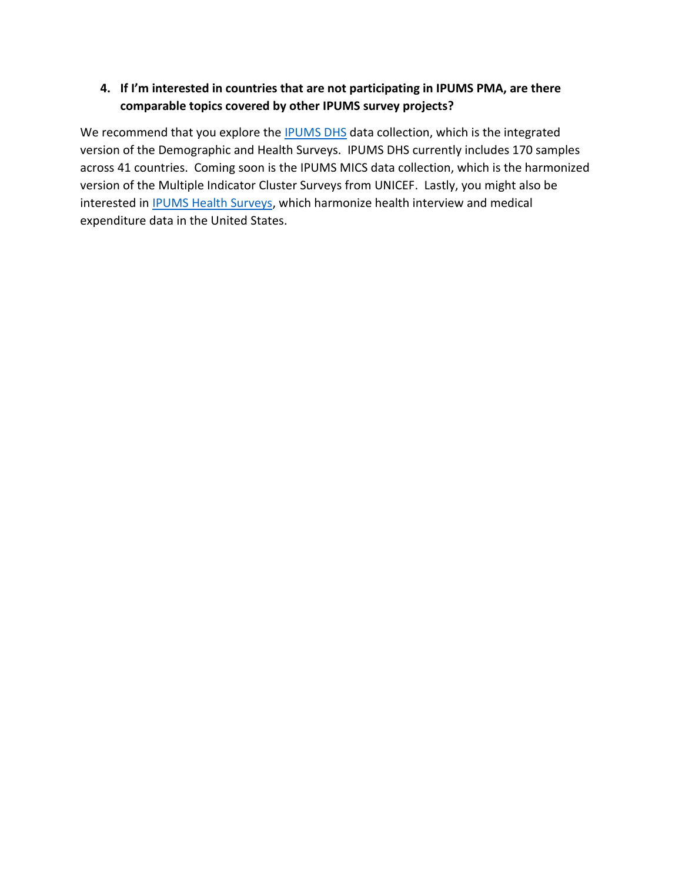4. **If I'm interested in countries that are not participating in IPUMS PMA, are there comparable topics covered by other IPUMS survey projects?**

We recommend that you explore the IPUMS DHS data collection, which is the integrated version of the Demographic and Health Surveys. IPUMS DHS currently includes 170 samples across 41 countries. Coming soon is the IPUMS MICS data collection, which is the harmonized version of the Multiple Indicator Cluster Surveys from UNICEF. Lastly, you might also be interested in IPUMS Health Surveys, which harmonize health interview and medical expenditure data in the United States.